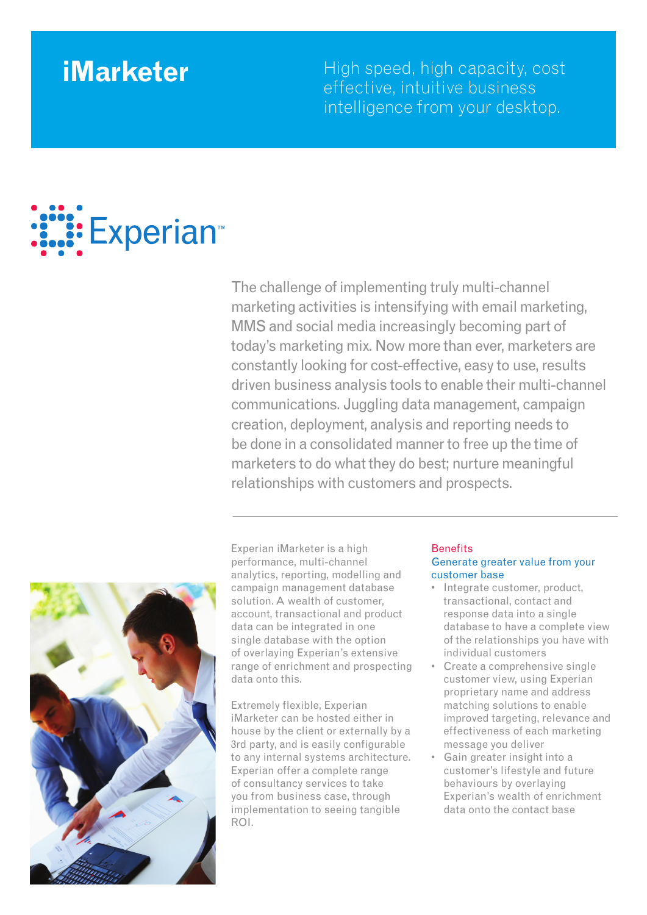# iMarketer

High speed, high capacity, cost effective, intuitive business intelligence from your desktop.

Experian™

The challenge of implementing truly multi-channel marketing activities is intensifying with email marketing, MMS and social media increasingly becoming part of today's marketing mix. Now more than ever, marketers are constantly looking for cost-effective, easy to use, results driven business analysis tools to enable their multi-channel communications. Juggling data management, campaign creation, deployment, analysis and reporting needs to be done in a consolidated manner to free up the time of marketers to do what they do best; nurture meaningful relationships with customers and prospects.

---

Experian iMarketer is a high performance, multi-channel analytics, reporting, modelling and campaign management database solution. A wealth of customer, account, transactional and product data can be integrated in one single database with the option of overlaying Experian's extensive range of enrichment and prospecting data onto this.

Extremely flexible, Experian iMarketer can be hosted either in house by the client or externally by a 3rd party, and is easily configurable to any internal systems architecture. Experian offer a complete range of consultancy services to take you from business case, through implementation to seeing tangible ROI.

## Benefits

### Generate greater value from your customer base

- Integrate customer, product, transactional, contact and response data into a single database to have a complete view of the relationships you have with individual customers
- Create a comprehensive single customer view, using Experian proprietary name and address matching solutions to enable improved targeting, relevance and effectiveness of each marketing message you deliver
- Gain greater insight into a customer's lifestyle and future behaviours by overlaying Experian's wealth of enrichment data onto the contact base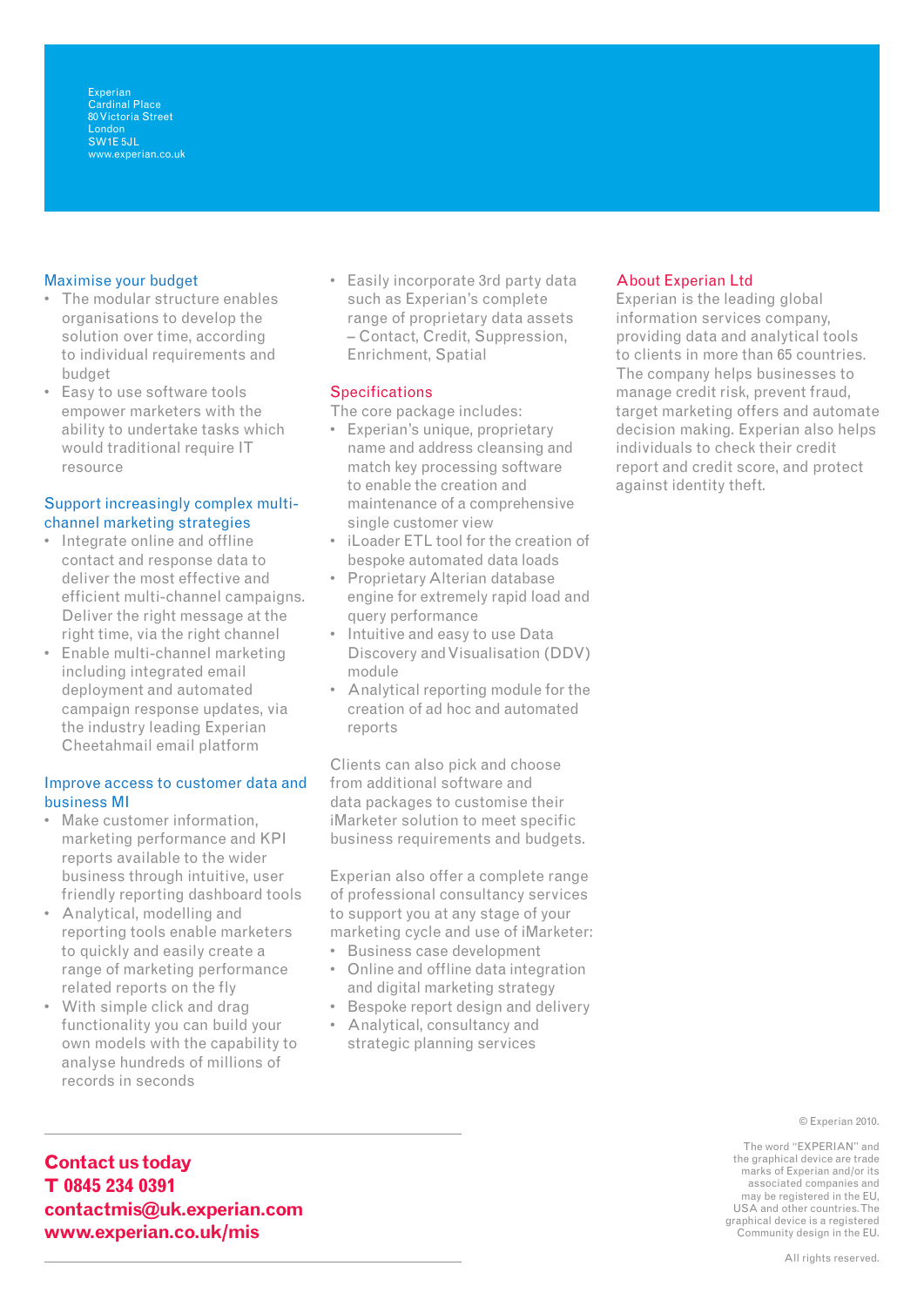Experian
Cardinal Place
80 Victoria Street
London
SW1E 5JL
www.experian.co.uk

### Maximise your budget

- The modular structure enables organisations to develop the solution over time, according to individual requirements and budget
- Easy to use software tools empower marketers with the ability to undertake tasks which would traditional require IT resource

### Support increasingly complex multi-channel marketing strategies

- Integrate online and offline contact and response data to deliver the most effective and efficient multi-channel campaigns. Deliver the right message at the right time, via the right channel
- Enable multi-channel marketing including integrated email deployment and automated campaign response updates, via the industry leading Experian Cheetahmail email platform

### Improve access to customer data and business MI

- Make customer information, marketing performance and KPI reports available to the wider business through intuitive, user friendly reporting dashboard tools
- Analytical, modelling and reporting tools enable marketers to quickly and easily create a range of marketing performance related reports on the fly
- With simple click and drag functionality you can build your own models with the capability to analyse hundreds of millions of records in seconds
- Easily incorporate 3rd party data such as Experian's complete range of proprietary data assets – Contact, Credit, Suppression, Enrichment, Spatial

### Specifications

The core package includes:

- Experian's unique, proprietary name and address cleansing and match key processing software to enable the creation and maintenance of a comprehensive single customer view
- iLoader ETL tool for the creation of bespoke automated data loads
- Proprietary Alterian database engine for extremely rapid load and query performance
- Intuitive and easy to use Data Discovery and Visualisation (DDV) module
- Analytical reporting module for the creation of ad hoc and automated reports

Clients can also pick and choose from additional software and data packages to customise their iMarketer solution to meet specific business requirements and budgets.

Experian also offer a complete range of professional consultancy services to support you at any stage of your marketing cycle and use of iMarketer:

- Business case development
- Online and offline data integration and digital marketing strategy
- Bespoke report design and delivery
- Analytical, consultancy and strategic planning services

### About Experian Ltd

Experian is the leading global information services company, providing data and analytical tools to clients in more than 65 countries. The company helps businesses to manage credit risk, prevent fraud, target marketing offers and automate decision making. Experian also helps individuals to check their credit report and credit score, and protect against identity theft.

**Contact us today**
**T 0845 234 0391**
**contactmis@uk.experian.com**
**www.experian.co.uk/mis**

© Experian 2010.

The word "EXPERIAN" and the graphical device are trade marks of Experian and/or its associated companies and may be registered in the EU, USA and other countries. The graphical device is a registered Community design in the EU.

All rights reserved.